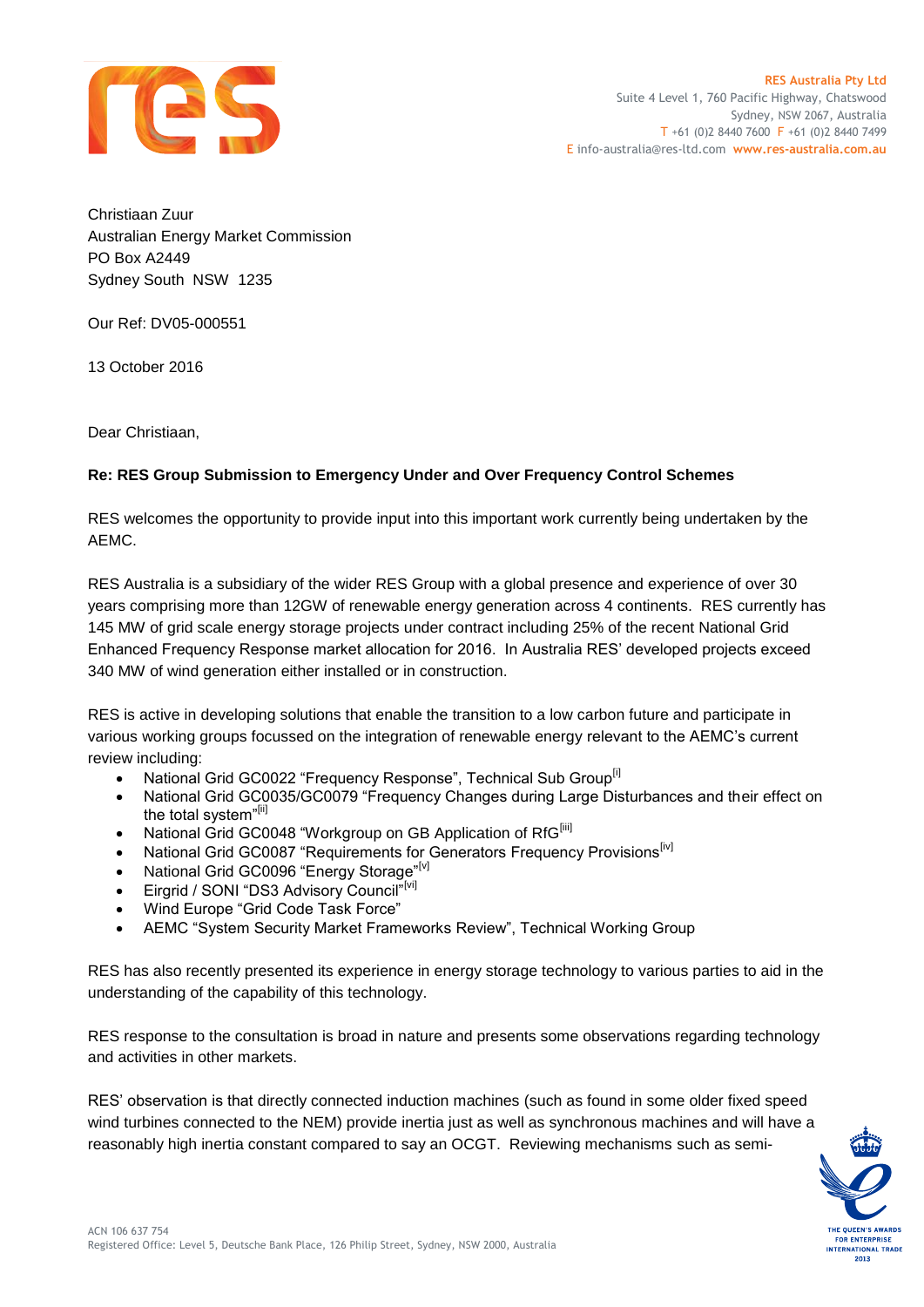RES Australia Pty Ltd
Suite 4 Level 1, 760 Pacific Highway, Chatswood
Sydney, NSW 2067, Australia
T +61 (0)2 8440 7600 F +61 (0)2 8440 7499
E info-australia@res-ltd.com www.res-australia.com.au

Christiaan Zuur
Australian Energy Market Commission
PO Box A2449
Sydney South NSW 1235

Our Ref: DV05-000551

13 October 2016

Dear Christiaan,

**Re: RES Group Submission to Emergency Under and Over Frequency Control Schemes**

RES welcomes the opportunity to provide input into this important work currently being undertaken by the AEMC.

RES Australia is a subsidiary of the wider RES Group with a global presence and experience of over 30 years comprising more than 12GW of renewable energy generation across 4 continents. RES currently has 145 MW of grid scale energy storage projects under contract including 25% of the recent National Grid Enhanced Frequency Response market allocation for 2016. In Australia RES' developed projects exceed 340 MW of wind generation either installed or in construction.

RES is active in developing solutions that enable the transition to a low carbon future and participate in various working groups focussed on the integration of renewable energy relevant to the AEMC's current review including:

- National Grid GC0022 "Frequency Response", Technical Sub Group[i]
- National Grid GC0035/GC0079 "Frequency Changes during Large Disturbances and their effect on the total system"[ii]
- National Grid GC0048 "Workgroup on GB Application of RfG[iii]
- National Grid GC0087 "Requirements for Generators Frequency Provisions[iv]
- National Grid GC0096 "Energy Storage"[v]
- Eirgrid / SONI "DS3 Advisory Council"[vi]
- Wind Europe "Grid Code Task Force"
- AEMC "System Security Market Frameworks Review", Technical Working Group

RES has also recently presented its experience in energy storage technology to various parties to aid in the understanding of the capability of this technology.

RES response to the consultation is broad in nature and presents some observations regarding technology and activities in other markets.

RES' observation is that directly connected induction machines (such as found in some older fixed speed wind turbines connected to the NEM) provide inertia just as well as synchronous machines and will have a reasonably high inertia constant compared to say an OCGT. Reviewing mechanisms such as semi-

ACN 106 637 754
Registered Office: Level 5, Deutsche Bank Place, 126 Philip Street, Sydney, NSW 2000, Australia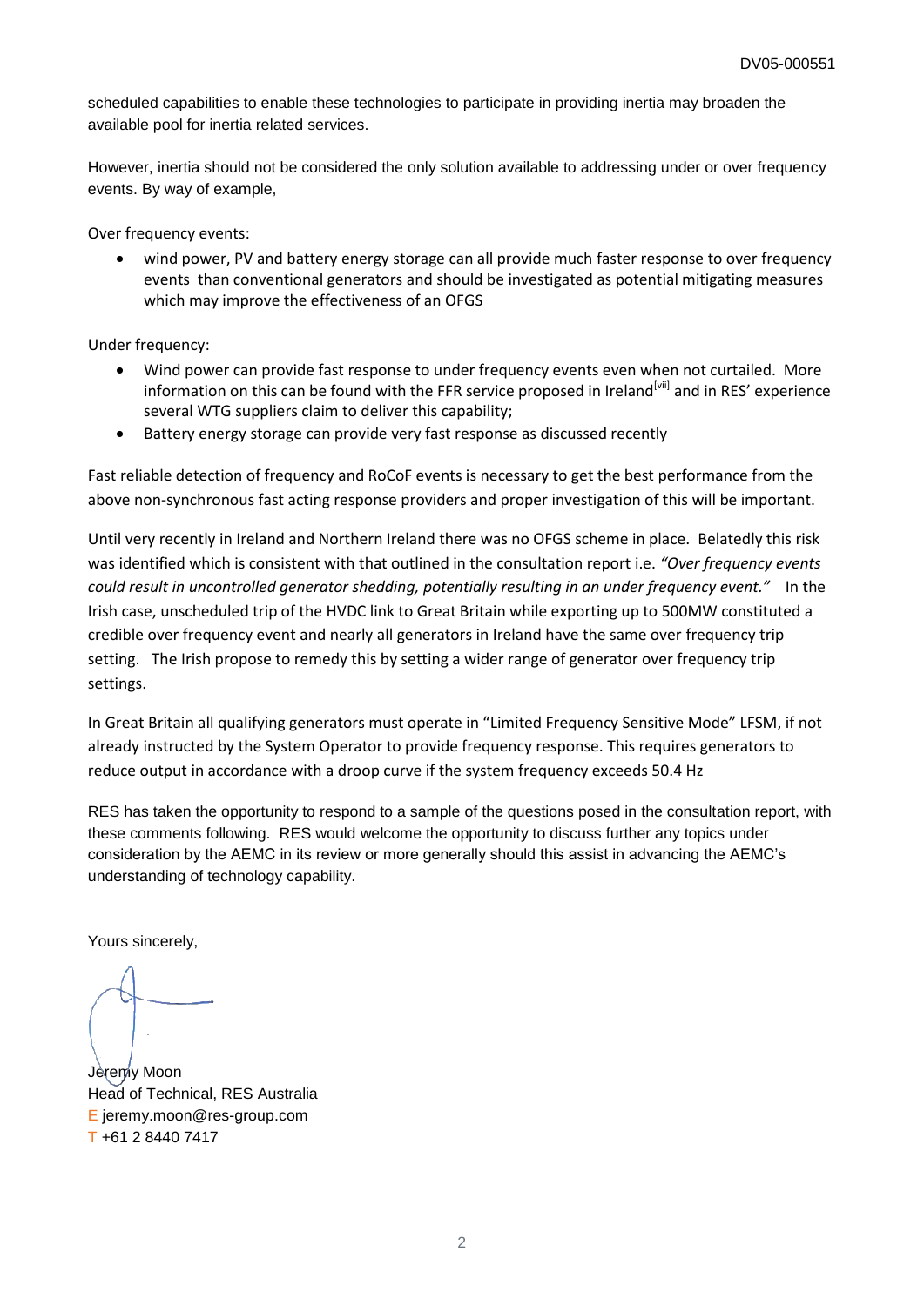scheduled capabilities to enable these technologies to participate in providing inertia may broaden the available pool for inertia related services.

However, inertia should not be considered the only solution available to addressing under or over frequency events. By way of example,

Over frequency events:

- wind power, PV and battery energy storage can all provide much faster response to over frequency events than conventional generators and should be investigated as potential mitigating measures which may improve the effectiveness of an OFGS

Under frequency:

- Wind power can provide fast response to under frequency events even when not curtailed. More information on this can be found with the FFR service proposed in Ireland[vii] and in RES' experience several WTG suppliers claim to deliver this capability;
- Battery energy storage can provide very fast response as discussed recently

Fast reliable detection of frequency and RoCoF events is necessary to get the best performance from the above non-synchronous fast acting response providers and proper investigation of this will be important.

Until very recently in Ireland and Northern Ireland there was no OFGS scheme in place. Belatedly this risk was identified which is consistent with that outlined in the consultation report i.e. *"Over frequency events could result in uncontrolled generator shedding, potentially resulting in an under frequency event."* In the Irish case, unscheduled trip of the HVDC link to Great Britain while exporting up to 500MW constituted a credible over frequency event and nearly all generators in Ireland have the same over frequency trip setting. The Irish propose to remedy this by setting a wider range of generator over frequency trip settings.

In Great Britain all qualifying generators must operate in "Limited Frequency Sensitive Mode" LFSM, if not already instructed by the System Operator to provide frequency response. This requires generators to reduce output in accordance with a droop curve if the system frequency exceeds 50.4 Hz

RES has taken the opportunity to respond to a sample of the questions posed in the consultation report, with these comments following. RES would welcome the opportunity to discuss further any topics under consideration by the AEMC in its review or more generally should this assist in advancing the AEMC's understanding of technology capability.

Yours sincerely,

Jeremy Moon
Head of Technical, RES Australia
E jeremy.moon@res-group.com
T +61 2 8440 7417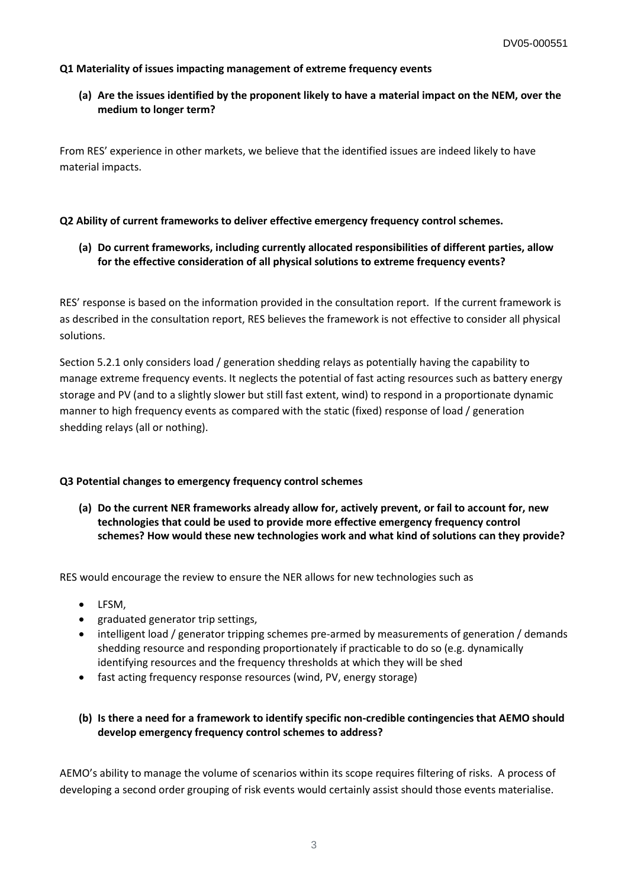**Q1 Materiality of issues impacting management of extreme frequency events**

**(a) Are the issues identified by the proponent likely to have a material impact on the NEM, over the medium to longer term?**

From RES' experience in other markets, we believe that the identified issues are indeed likely to have material impacts.

**Q2 Ability of current frameworks to deliver effective emergency frequency control schemes.**

**(a) Do current frameworks, including currently allocated responsibilities of different parties, allow for the effective consideration of all physical solutions to extreme frequency events?**

RES' response is based on the information provided in the consultation report. If the current framework is as described in the consultation report, RES believes the framework is not effective to consider all physical solutions.

Section 5.2.1 only considers load / generation shedding relays as potentially having the capability to manage extreme frequency events. It neglects the potential of fast acting resources such as battery energy storage and PV (and to a slightly slower but still fast extent, wind) to respond in a proportionate dynamic manner to high frequency events as compared with the static (fixed) response of load / generation shedding relays (all or nothing).

**Q3 Potential changes to emergency frequency control schemes**

**(a) Do the current NER frameworks already allow for, actively prevent, or fail to account for, new technologies that could be used to provide more effective emergency frequency control schemes? How would these new technologies work and what kind of solutions can they provide?**

RES would encourage the review to ensure the NER allows for new technologies such as

- LFSM,
- graduated generator trip settings,
- intelligent load / generator tripping schemes pre-armed by measurements of generation / demands shedding resource and responding proportionately if practicable to do so (e.g. dynamically identifying resources and the frequency thresholds at which they will be shed
- fast acting frequency response resources (wind, PV, energy storage)

**(b) Is there a need for a framework to identify specific non-credible contingencies that AEMO should develop emergency frequency control schemes to address?**

AEMO's ability to manage the volume of scenarios within its scope requires filtering of risks. A process of developing a second order grouping of risk events would certainly assist should those events materialise.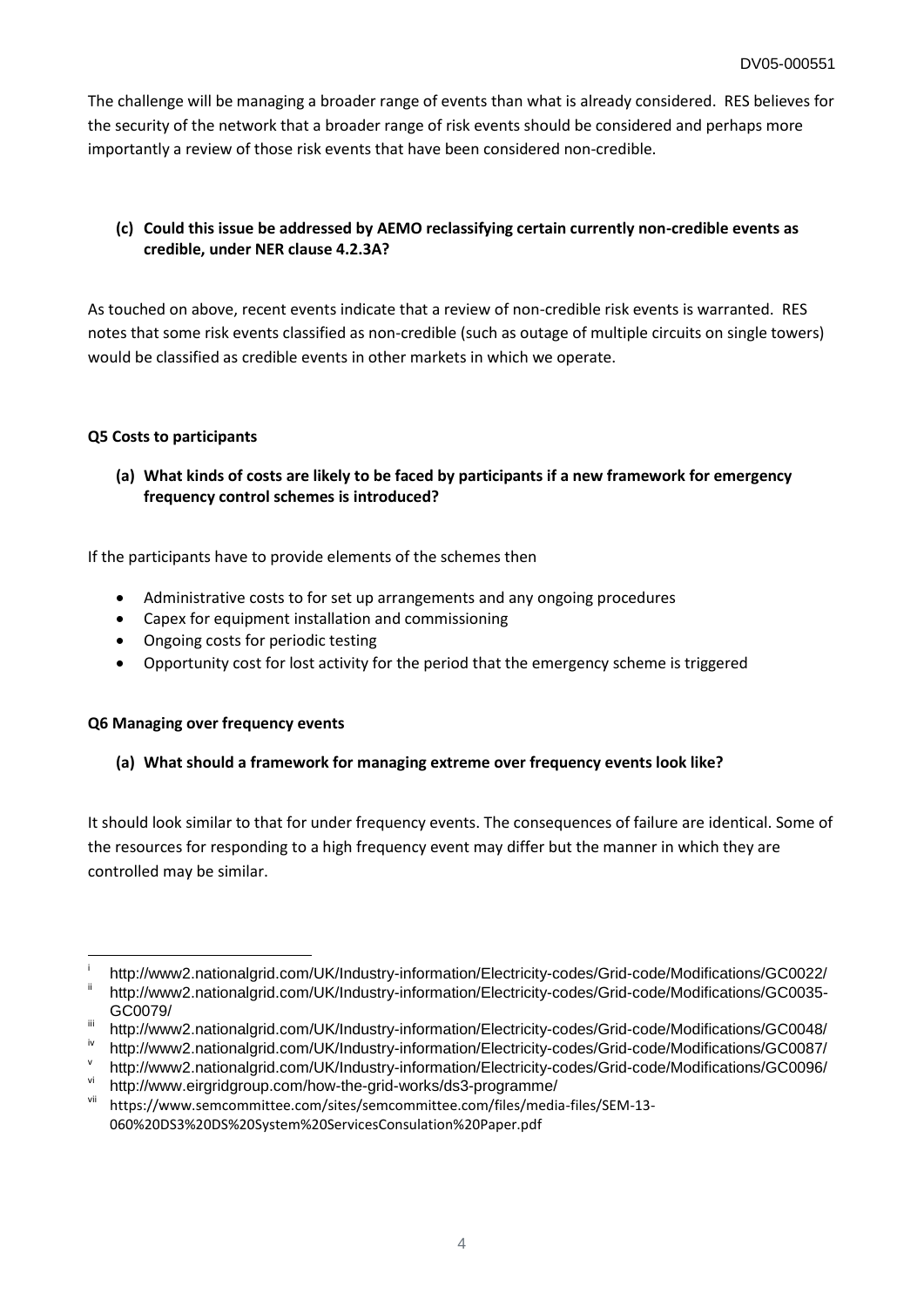The challenge will be managing a broader range of events than what is already considered. RES believes for the security of the network that a broader range of risk events should be considered and perhaps more importantly a review of those risk events that have been considered non-credible.

**(c) Could this issue be addressed by AEMO reclassifying certain currently non-credible events as credible, under NER clause 4.2.3A?**

As touched on above, recent events indicate that a review of non-credible risk events is warranted. RES notes that some risk events classified as non-credible (such as outage of multiple circuits on single towers) would be classified as credible events in other markets in which we operate.

**Q5 Costs to participants**

**(a) What kinds of costs are likely to be faced by participants if a new framework for emergency frequency control schemes is introduced?**

If the participants have to provide elements of the schemes then

- Administrative costs to for set up arrangements and any ongoing procedures
- Capex for equipment installation and commissioning
- Ongoing costs for periodic testing
- Opportunity cost for lost activity for the period that the emergency scheme is triggered

**Q6 Managing over frequency events**

**(a) What should a framework for managing extreme over frequency events look like?**

It should look similar to that for under frequency events. The consequences of failure are identical. Some of the resources for responding to a high frequency event may differ but the manner in which they are controlled may be similar.

---

[i] http://www2.nationalgrid.com/UK/Industry-information/Electricity-codes/Grid-code/Modifications/GC0022/

[ii] http://www2.nationalgrid.com/UK/Industry-information/Electricity-codes/Grid-code/Modifications/GC0035-GC0079/

[iii] http://www2.nationalgrid.com/UK/Industry-information/Electricity-codes/Grid-code/Modifications/GC0048/

[iv] http://www2.nationalgrid.com/UK/Industry-information/Electricity-codes/Grid-code/Modifications/GC0087/

[v] http://www2.nationalgrid.com/UK/Industry-information/Electricity-codes/Grid-code/Modifications/GC0096/

[vi] http://www.eirgridgroup.com/how-the-grid-works/ds3-programme/

[vii] https://www.semcommittee.com/sites/semcommittee.com/files/media-files/SEM-13-060%20DS3%20DS%20System%20ServicesConsulation%20Paper.pdf